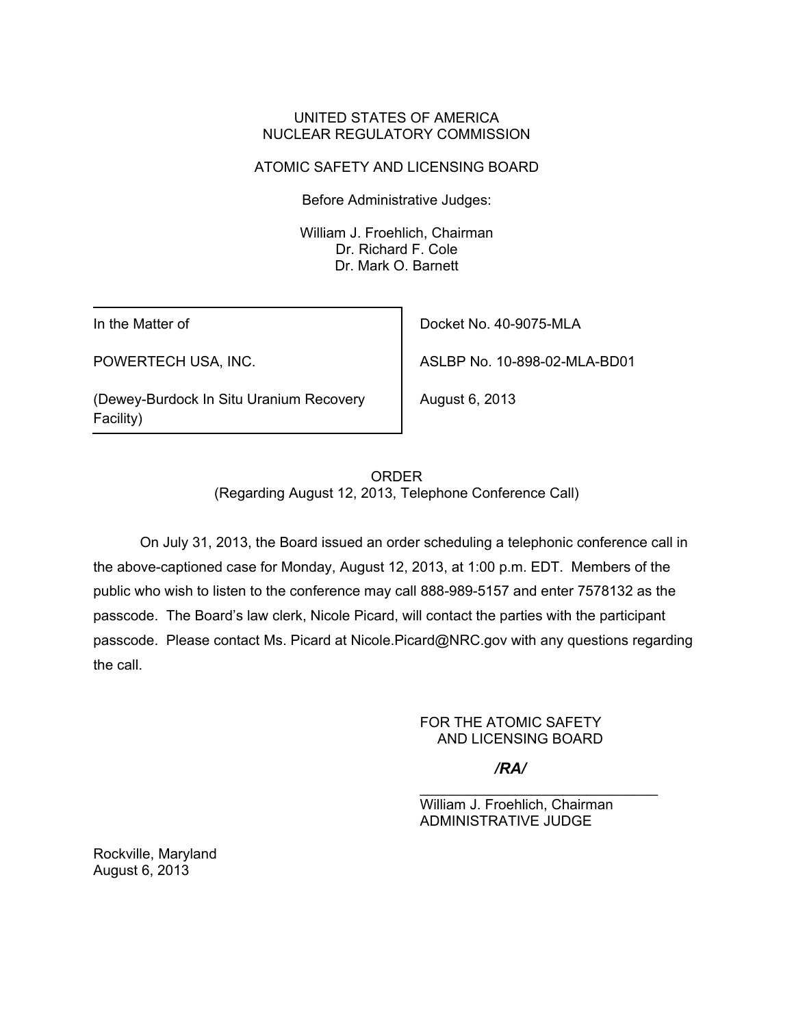UNITED STATES OF AMERICA
NUCLEAR REGULATORY COMMISSION

ATOMIC SAFETY AND LICENSING BOARD

Before Administrative Judges:

William J. Froehlich, Chairman
Dr. Richard F. Cole
Dr. Mark O. Barnett

| In the Matter of | Docket No. 40-9075-MLA |
| --- | --- |
| POWERTECH USA, INC. | ASLBP No. 10-898-02-MLA-BD01 |
| (Dewey-Burdock In Situ Uranium Recovery Facility) | August 6, 2013 |

ORDER
(Regarding August 12, 2013, Telephone Conference Call)

On July 31, 2013, the Board issued an order scheduling a telephonic conference call in the above-captioned case for Monday, August 12, 2013, at 1:00 p.m. EDT. Members of the public who wish to listen to the conference may call 888-989-5157 and enter 7578132 as the passcode. The Board's law clerk, Nicole Picard, will contact the parties with the participant passcode. Please contact Ms. Picard at Nicole.Picard@NRC.gov with any questions regarding the call.

FOR THE ATOMIC SAFETY
AND LICENSING BOARD

***/RA/***

\_\_\_\_\_\_\_\_\_\_\_\_\_\_\_\_\_\_\_\_\_\_\_\_\_\_\_\_\_\_\_
William J. Froehlich, Chairman
ADMINISTRATIVE JUDGE

Rockville, Maryland
August 6, 2013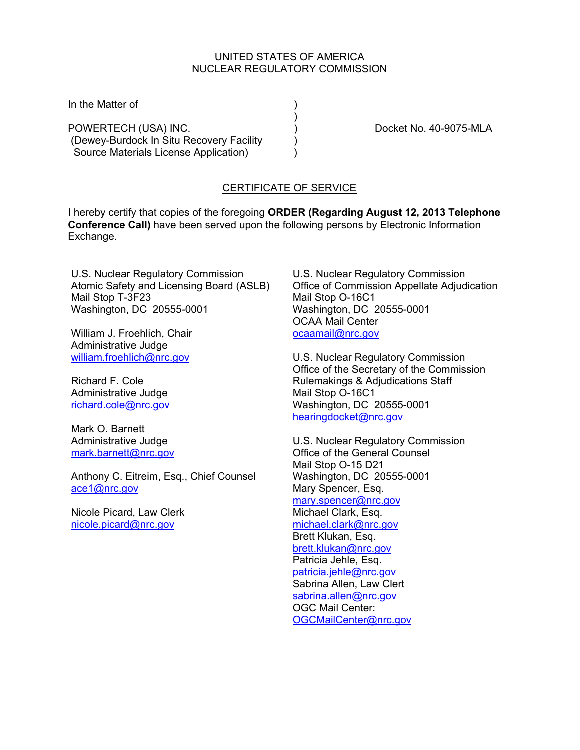UNITED STATES OF AMERICA
NUCLEAR REGULATORY COMMISSION

In the Matter of )
 )
POWERTECH (USA) INC. ) Docket No. 40-9075-MLA
(Dewey-Burdock In Situ Recovery Facility )
Source Materials License Application) )

## CERTIFICATE OF SERVICE

I hereby certify that copies of the foregoing **ORDER (Regarding August 12, 2013 Telephone Conference Call)** have been served upon the following persons by Electronic Information Exchange.

U.S. Nuclear Regulatory Commission
Atomic Safety and Licensing Board (ASLB)
Mail Stop T-3F23
Washington, DC 20555-0001

William J. Froehlich, Chair
Administrative Judge
william.froehlich@nrc.gov

Richard F. Cole
Administrative Judge
richard.cole@nrc.gov

Mark O. Barnett
Administrative Judge
mark.barnett@nrc.gov

Anthony C. Eitreim, Esq., Chief Counsel
ace1@nrc.gov

Nicole Picard, Law Clerk
nicole.picard@nrc.gov

U.S. Nuclear Regulatory Commission
Office of Commission Appellate Adjudication
Mail Stop O-16C1
Washington, DC 20555-0001
OCAA Mail Center
ocaamail@nrc.gov

U.S. Nuclear Regulatory Commission
Office of the Secretary of the Commission
Rulemakings & Adjudications Staff
Mail Stop O-16C1
Washington, DC 20555-0001
hearingdocket@nrc.gov

U.S. Nuclear Regulatory Commission
Office of the General Counsel
Mail Stop O-15 D21
Washington, DC 20555-0001
Mary Spencer, Esq.
mary.spencer@nrc.gov
Michael Clark, Esq.
michael.clark@nrc.gov
Brett Klukan, Esq.
brett.klukan@nrc.gov
Patricia Jehle, Esq.
patricia.jehle@nrc.gov
Sabrina Allen, Law Clert
sabrina.allen@nrc.gov
OGC Mail Center:
OGCMailCenter@nrc.gov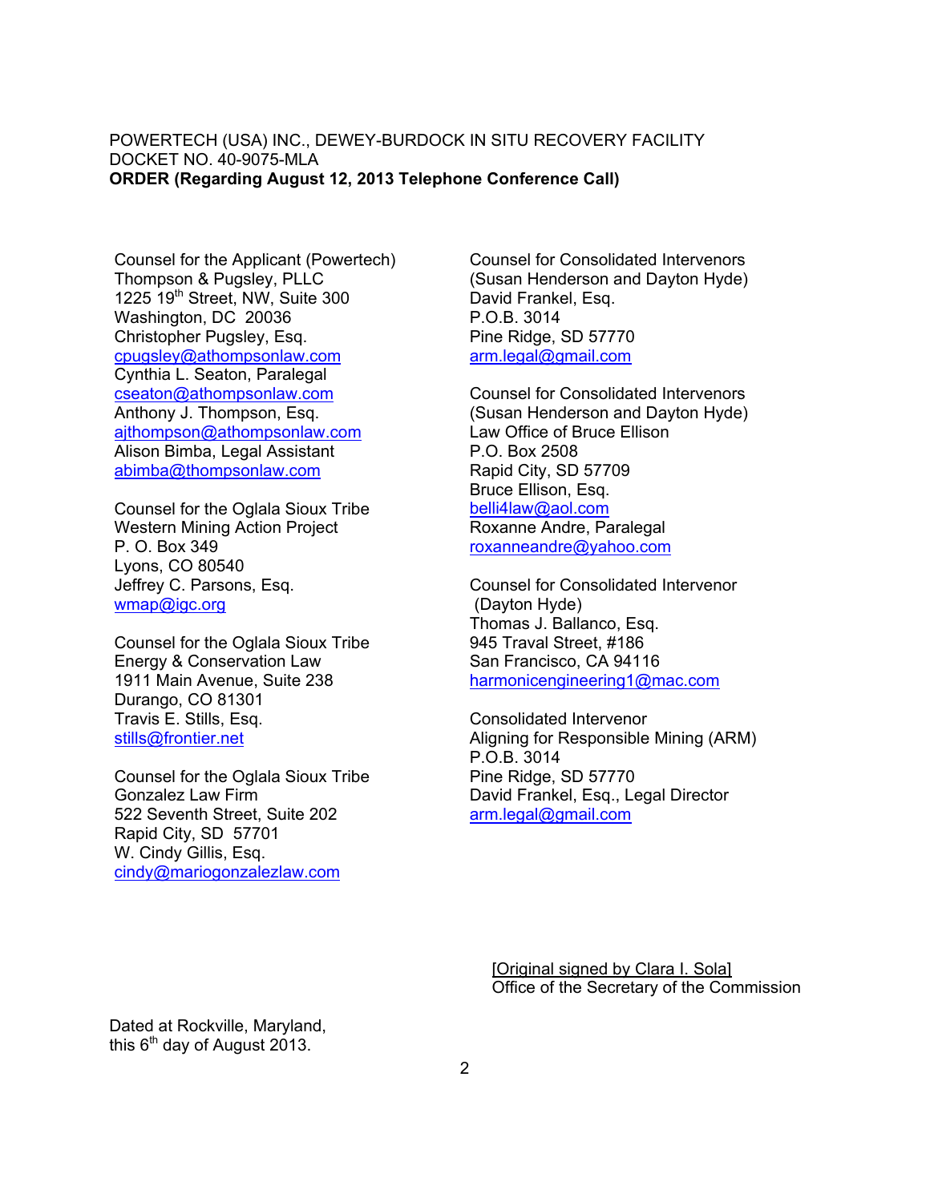POWERTECH (USA) INC., DEWEY-BURDOCK IN SITU RECOVERY FACILITY
DOCKET NO. 40-9075-MLA
**ORDER (Regarding August 12, 2013 Telephone Conference Call)**

Counsel for the Applicant (Powertech)
Thompson & Pugsley, PLLC
1225 19th Street, NW, Suite 300
Washington, DC 20036
Christopher Pugsley, Esq.
cpugsley@athompsonlaw.com
Cynthia L. Seaton, Paralegal
cseaton@athompsonlaw.com
Anthony J. Thompson, Esq.
ajthompson@athompsonlaw.com
Alison Bimba, Legal Assistant
abimba@thompsonlaw.com

Counsel for the Oglala Sioux Tribe
Western Mining Action Project
P. O. Box 349
Lyons, CO 80540
Jeffrey C. Parsons, Esq.
wmap@igc.org

Counsel for the Oglala Sioux Tribe
Energy & Conservation Law
1911 Main Avenue, Suite 238
Durango, CO 81301
Travis E. Stills, Esq.
stills@frontier.net

Counsel for the Oglala Sioux Tribe
Gonzalez Law Firm
522 Seventh Street, Suite 202
Rapid City, SD 57701
W. Cindy Gillis, Esq.
cindy@mariogonzalezlaw.com

Counsel for Consolidated Intervenors
(Susan Henderson and Dayton Hyde)
David Frankel, Esq.
P.O.B. 3014
Pine Ridge, SD 57770
arm.legal@gmail.com

Counsel for Consolidated Intervenors
(Susan Henderson and Dayton Hyde)
Law Office of Bruce Ellison
P.O. Box 2508
Rapid City, SD 57709
Bruce Ellison, Esq.
belli4law@aol.com
Roxanne Andre, Paralegal
roxanneandre@yahoo.com

Counsel for Consolidated Intervenor
(Dayton Hyde)
Thomas J. Ballanco, Esq.
945 Traval Street, #186
San Francisco, CA 94116
harmonicengineering1@mac.com

Consolidated Intervenor
Aligning for Responsible Mining (ARM)
P.O.B. 3014
Pine Ridge, SD 57770
David Frankel, Esq., Legal Director
arm.legal@gmail.com

[Original signed by Clara I. Sola]
Office of the Secretary of the Commission

Dated at Rockville, Maryland,
this 6th day of August 2013.